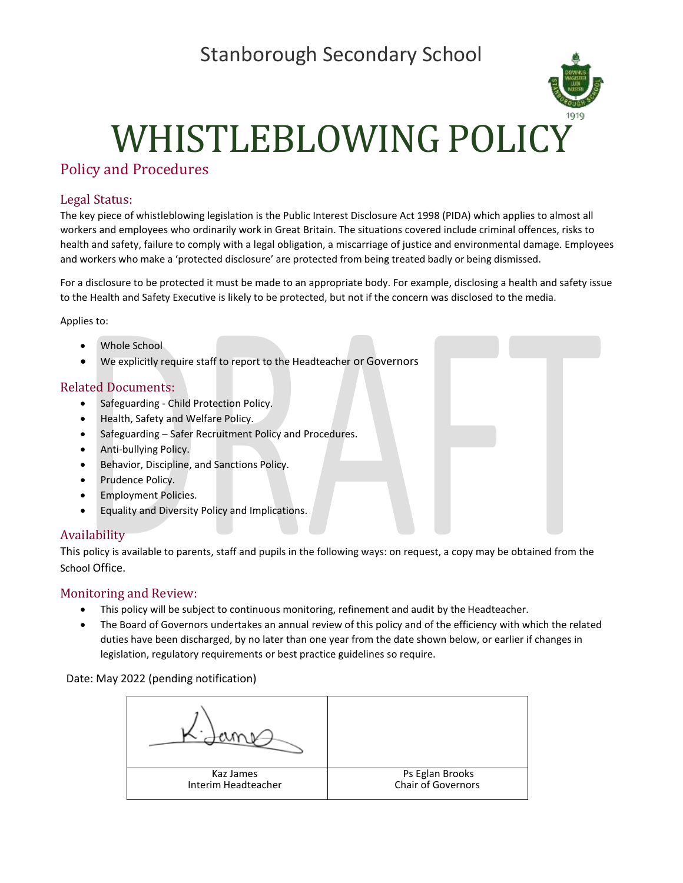Stanborough Secondary School

# WHISTLEBLOWING POLICY

## Policy and Procedures

### Legal Status:

The key piece of whistleblowing legislation is the Public Interest Disclosure Act 1998 (PIDA) which applies to almost all workers and employees who ordinarily work in Great Britain. The situations covered include criminal offences, risks to health and safety, failure to comply with a legal obligation, a miscarriage of justice and environmental damage. Employees and workers who make a 'protected disclosure' are protected from being treated badly or being dismissed.

For a disclosure to be protected it must be made to an appropriate body. For example, disclosing a health and safety issue to the Health and Safety Executive is likely to be protected, but not if the concern was disclosed to the media.

Applies to:

- Whole School
- We explicitly require staff to report to the Headteacher or Governors

### Related Documents:

- Safeguarding - Child Protection Policy.
- Health, Safety and Welfare Policy.
- Safeguarding – Safer Recruitment Policy and Procedures.
- Anti-bullying Policy.
- Behavior, Discipline, and Sanctions Policy.
- Prudence Policy.
- Employment Policies.
- Equality and Diversity Policy and Implications.

### Availability

This policy is available to parents, staff and pupils in the following ways: on request, a copy may be obtained from the School Office.

### Monitoring and Review:

- This policy will be subject to continuous monitoring, refinement and audit by the Headteacher.
- The Board of Governors undertakes an annual review of this policy and of the efficiency with which the related duties have been discharged, by no later than one year from the date shown below, or earlier if changes in legislation, regulatory requirements or best practice guidelines so require.

Date: May 2022 (pending notification)

| K. James (signature) | |
|---|---|
| Kaz James<br>Interim Headteacher | Ps Eglan Brooks<br>Chair of Governors |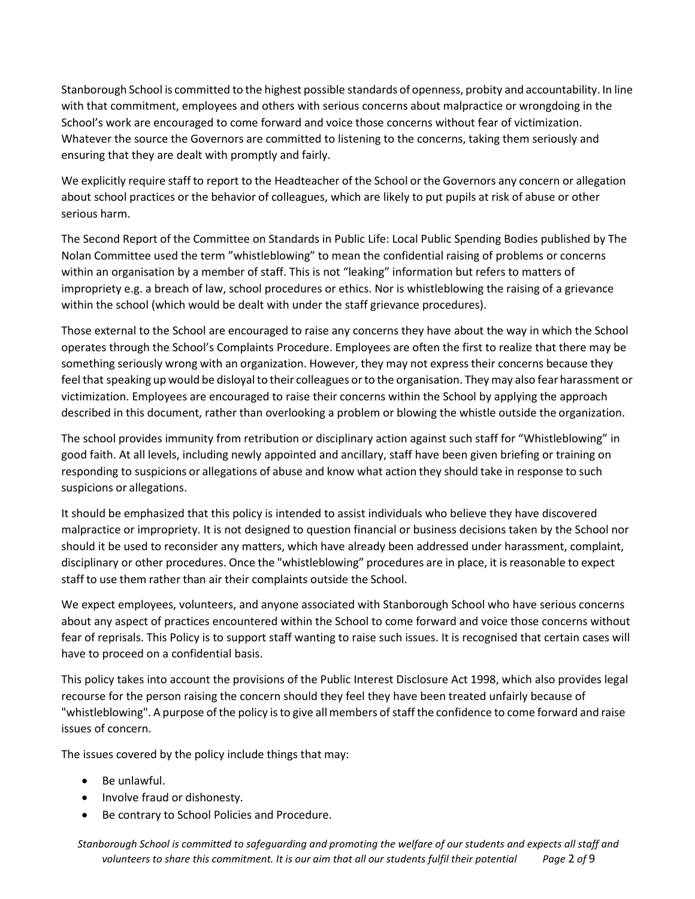Stanborough School is committed to the highest possible standards of openness, probity and accountability. In line with that commitment, employees and others with serious concerns about malpractice or wrongdoing in the School's work are encouraged to come forward and voice those concerns without fear of victimization. Whatever the source the Governors are committed to listening to the concerns, taking them seriously and ensuring that they are dealt with promptly and fairly.

We explicitly require staff to report to the Headteacher of the School or the Governors any concern or allegation about school practices or the behavior of colleagues, which are likely to put pupils at risk of abuse or other serious harm.

The Second Report of the Committee on Standards in Public Life: Local Public Spending Bodies published by The Nolan Committee used the term "whistleblowing" to mean the confidential raising of problems or concerns within an organisation by a member of staff. This is not "leaking" information but refers to matters of impropriety e.g. a breach of law, school procedures or ethics. Nor is whistleblowing the raising of a grievance within the school (which would be dealt with under the staff grievance procedures).

Those external to the School are encouraged to raise any concerns they have about the way in which the School operates through the School's Complaints Procedure. Employees are often the first to realize that there may be something seriously wrong with an organization. However, they may not express their concerns because they feel that speaking up would be disloyal to their colleagues or to the organisation. They may also fear harassment or victimization. Employees are encouraged to raise their concerns within the School by applying the approach described in this document, rather than overlooking a problem or blowing the whistle outside the organization.

The school provides immunity from retribution or disciplinary action against such staff for "Whistleblowing" in good faith. At all levels, including newly appointed and ancillary, staff have been given briefing or training on responding to suspicions or allegations of abuse and know what action they should take in response to such suspicions or allegations.

It should be emphasized that this policy is intended to assist individuals who believe they have discovered malpractice or impropriety. It is not designed to question financial or business decisions taken by the School nor should it be used to reconsider any matters, which have already been addressed under harassment, complaint, disciplinary or other procedures. Once the "whistleblowing" procedures are in place, it is reasonable to expect staff to use them rather than air their complaints outside the School.

We expect employees, volunteers, and anyone associated with Stanborough School who have serious concerns about any aspect of practices encountered within the School to come forward and voice those concerns without fear of reprisals. This Policy is to support staff wanting to raise such issues. It is recognised that certain cases will have to proceed on a confidential basis.

This policy takes into account the provisions of the Public Interest Disclosure Act 1998, which also provides legal recourse for the person raising the concern should they feel they have been treated unfairly because of "whistleblowing". A purpose of the policy is to give all members of staff the confidence to come forward and raise issues of concern.

The issues covered by the policy include things that may:

- Be unlawful.
- Involve fraud or dishonesty.
- Be contrary to School Policies and Procedure.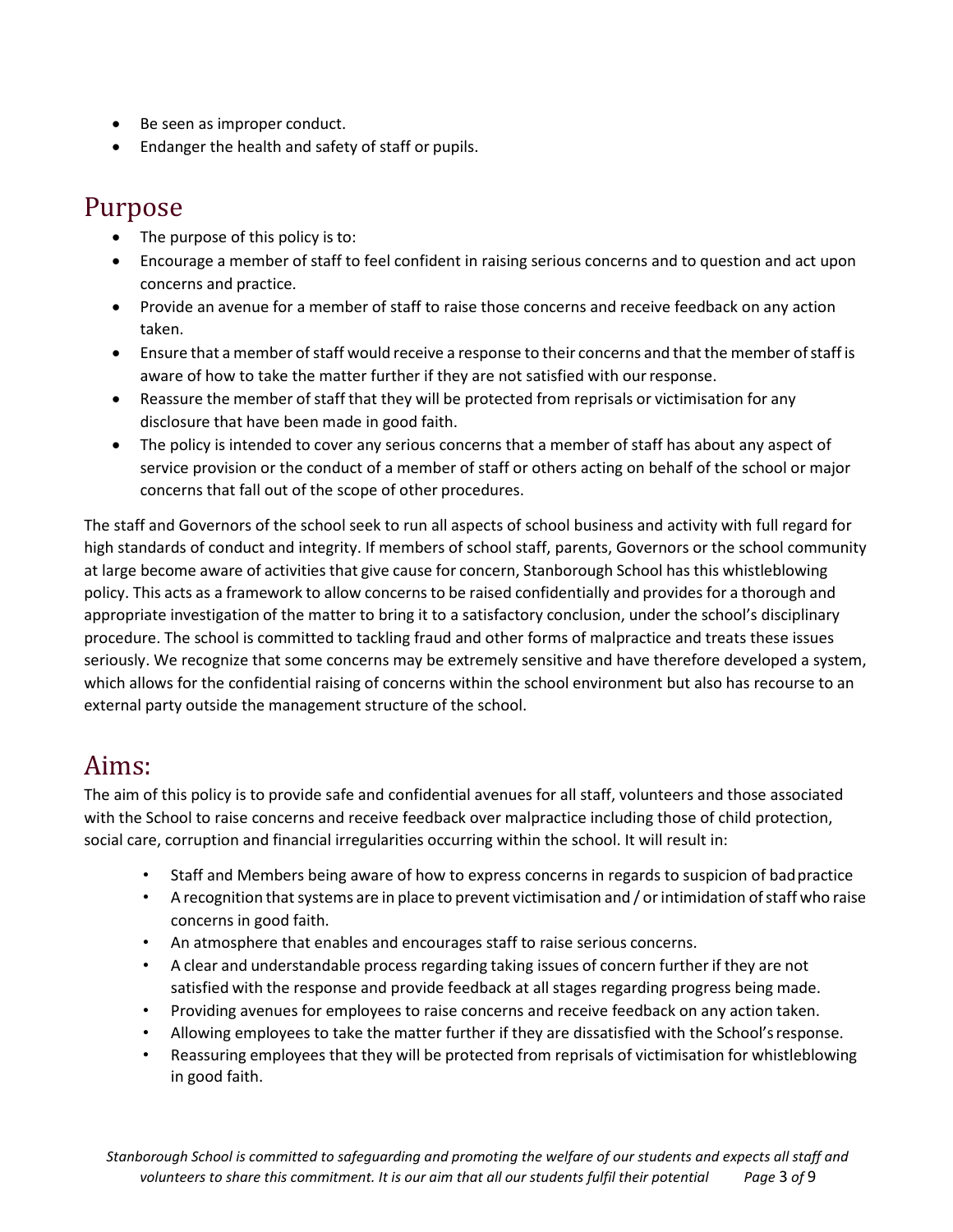- Be seen as improper conduct.
- Endanger the health and safety of staff or pupils.

## Purpose

- The purpose of this policy is to:
- Encourage a member of staff to feel confident in raising serious concerns and to question and act upon concerns and practice.
- Provide an avenue for a member of staff to raise those concerns and receive feedback on any action taken.
- Ensure that a member of staff would receive a response to their concerns and that the member of staff is aware of how to take the matter further if they are not satisfied with our response.
- Reassure the member of staff that they will be protected from reprisals or victimisation for any disclosure that have been made in good faith.
- The policy is intended to cover any serious concerns that a member of staff has about any aspect of service provision or the conduct of a member of staff or others acting on behalf of the school or major concerns that fall out of the scope of other procedures.

The staff and Governors of the school seek to run all aspects of school business and activity with full regard for high standards of conduct and integrity. If members of school staff, parents, Governors or the school community at large become aware of activities that give cause for concern, Stanborough School has this whistleblowing policy. This acts as a framework to allow concerns to be raised confidentially and provides for a thorough and appropriate investigation of the matter to bring it to a satisfactory conclusion, under the school's disciplinary procedure. The school is committed to tackling fraud and other forms of malpractice and treats these issues seriously. We recognize that some concerns may be extremely sensitive and have therefore developed a system, which allows for the confidential raising of concerns within the school environment but also has recourse to an external party outside the management structure of the school.

## Aims:

The aim of this policy is to provide safe and confidential avenues for all staff, volunteers and those associated with the School to raise concerns and receive feedback over malpractice including those of child protection, social care, corruption and financial irregularities occurring within the school. It will result in:

- Staff and Members being aware of how to express concerns in regards to suspicion of bad practice
- A recognition that systems are in place to prevent victimisation and / or intimidation of staff who raise concerns in good faith.
- An atmosphere that enables and encourages staff to raise serious concerns.
- A clear and understandable process regarding taking issues of concern further if they are not satisfied with the response and provide feedback at all stages regarding progress being made.
- Providing avenues for employees to raise concerns and receive feedback on any action taken.
- Allowing employees to take the matter further if they are dissatisfied with the School's response.
- Reassuring employees that they will be protected from reprisals of victimisation for whistleblowing in good faith.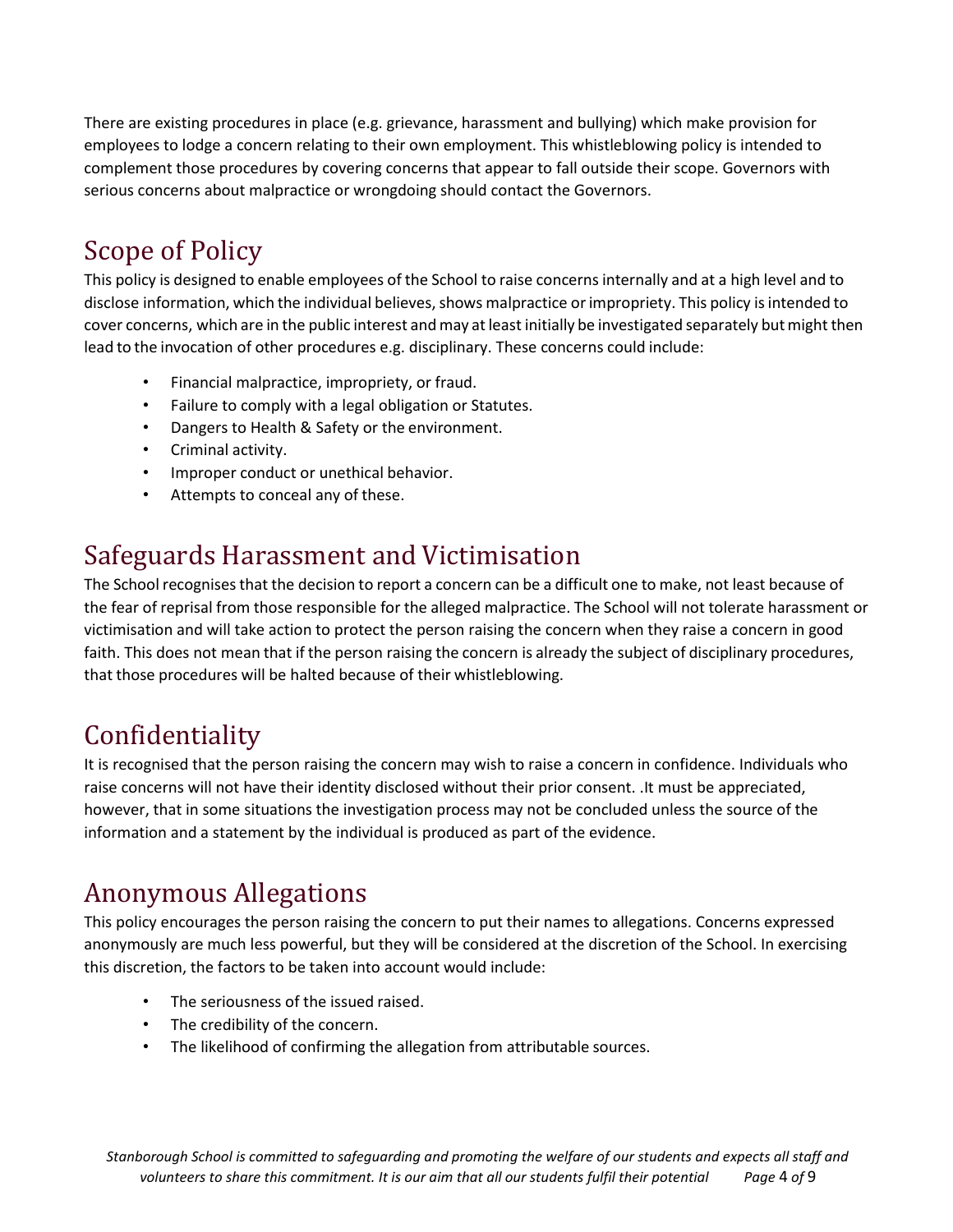There are existing procedures in place (e.g. grievance, harassment and bullying) which make provision for employees to lodge a concern relating to their own employment. This whistleblowing policy is intended to complement those procedures by covering concerns that appear to fall outside their scope. Governors with serious concerns about malpractice or wrongdoing should contact the Governors.

## Scope of Policy

This policy is designed to enable employees of the School to raise concerns internally and at a high level and to disclose information, which the individual believes, shows malpractice or impropriety. This policy is intended to cover concerns, which are in the public interest and may at least initially be investigated separately but might then lead to the invocation of other procedures e.g. disciplinary. These concerns could include:

- Financial malpractice, impropriety, or fraud.
- Failure to comply with a legal obligation or Statutes.
- Dangers to Health & Safety or the environment.
- Criminal activity.
- Improper conduct or unethical behavior.
- Attempts to conceal any of these.

## Safeguards Harassment and Victimisation

The School recognises that the decision to report a concern can be a difficult one to make, not least because of the fear of reprisal from those responsible for the alleged malpractice. The School will not tolerate harassment or victimisation and will take action to protect the person raising the concern when they raise a concern in good faith. This does not mean that if the person raising the concern is already the subject of disciplinary procedures, that those procedures will be halted because of their whistleblowing.

## Confidentiality

It is recognised that the person raising the concern may wish to raise a concern in confidence. Individuals who raise concerns will not have their identity disclosed without their prior consent. .It must be appreciated, however, that in some situations the investigation process may not be concluded unless the source of the information and a statement by the individual is produced as part of the evidence.

## Anonymous Allegations

This policy encourages the person raising the concern to put their names to allegations. Concerns expressed anonymously are much less powerful, but they will be considered at the discretion of the School. In exercising this discretion, the factors to be taken into account would include:

- The seriousness of the issued raised.
- The credibility of the concern.
- The likelihood of confirming the allegation from attributable sources.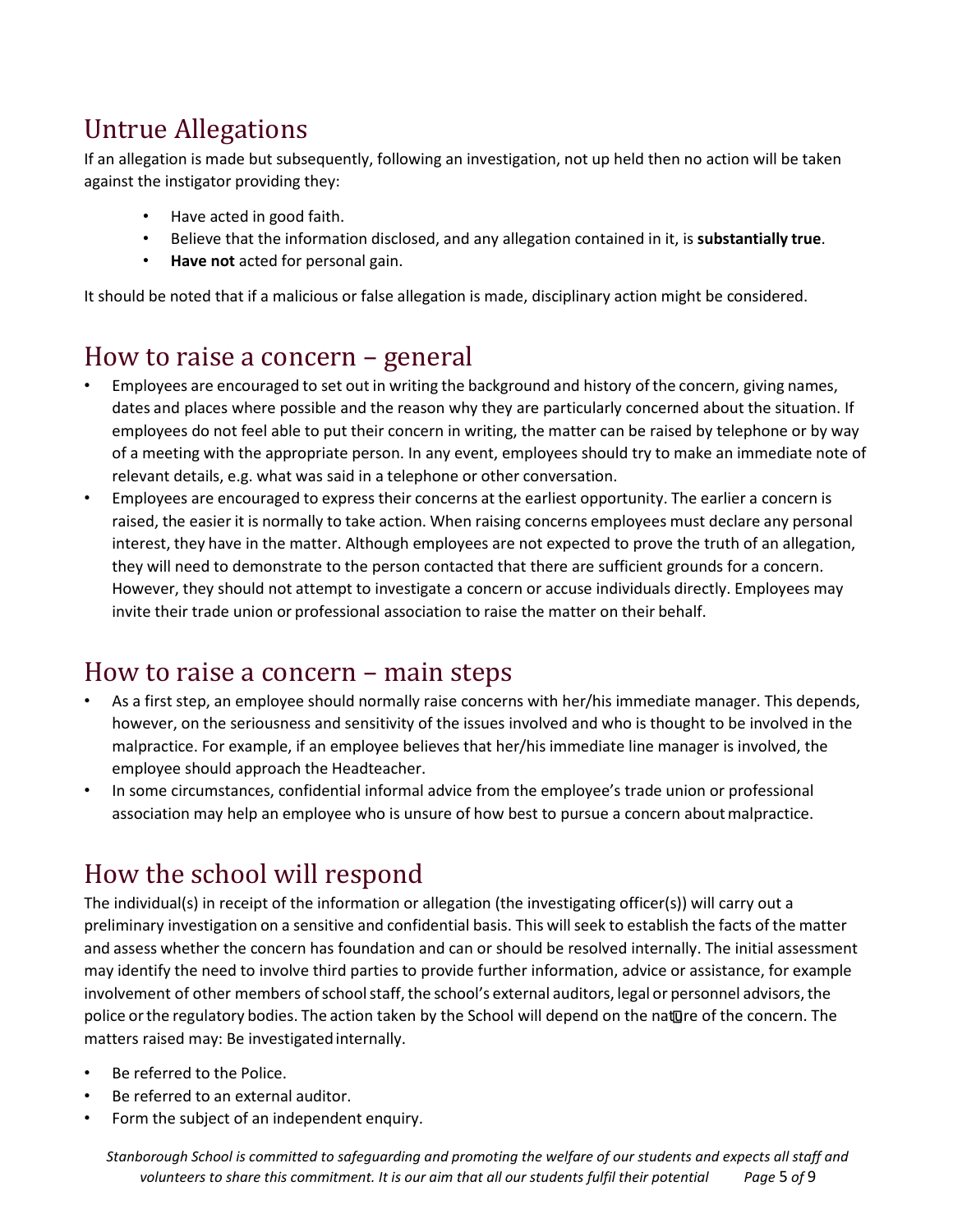## Untrue Allegations

If an allegation is made but subsequently, following an investigation, not up held then no action will be taken against the instigator providing they:

- Have acted in good faith.
- Believe that the information disclosed, and any allegation contained in it, is **substantially true**.
- **Have not** acted for personal gain.

It should be noted that if a malicious or false allegation is made, disciplinary action might be considered.

## How to raise a concern – general

- Employees are encouraged to set out in writing the background and history of the concern, giving names, dates and places where possible and the reason why they are particularly concerned about the situation. If employees do not feel able to put their concern in writing, the matter can be raised by telephone or by way of a meeting with the appropriate person. In any event, employees should try to make an immediate note of relevant details, e.g. what was said in a telephone or other conversation.
- Employees are encouraged to express their concerns at the earliest opportunity. The earlier a concern is raised, the easier it is normally to take action. When raising concerns employees must declare any personal interest, they have in the matter. Although employees are not expected to prove the truth of an allegation, they will need to demonstrate to the person contacted that there are sufficient grounds for a concern. However, they should not attempt to investigate a concern or accuse individuals directly. Employees may invite their trade union or professional association to raise the matter on their behalf.

## How to raise a concern – main steps

- As a first step, an employee should normally raise concerns with her/his immediate manager. This depends, however, on the seriousness and sensitivity of the issues involved and who is thought to be involved in the malpractice. For example, if an employee believes that her/his immediate line manager is involved, the employee should approach the Headteacher.
- In some circumstances, confidential informal advice from the employee's trade union or professional association may help an employee who is unsure of how best to pursue a concern about malpractice.

## How the school will respond

The individual(s) in receipt of the information or allegation (the investigating officer(s)) will carry out a preliminary investigation on a sensitive and confidential basis. This will seek to establish the facts of the matter and assess whether the concern has foundation and can or should be resolved internally. The initial assessment may identify the need to involve third parties to provide further information, advice or assistance, for example involvement of other members of school staff, the school's external auditors, legal or personnel advisors, the police or the regulatory bodies. The action taken by the School will depend on the nature of the concern. The matters raised may: Be investigated internally.

- Be referred to the Police.
- Be referred to an external auditor.
- Form the subject of an independent enquiry.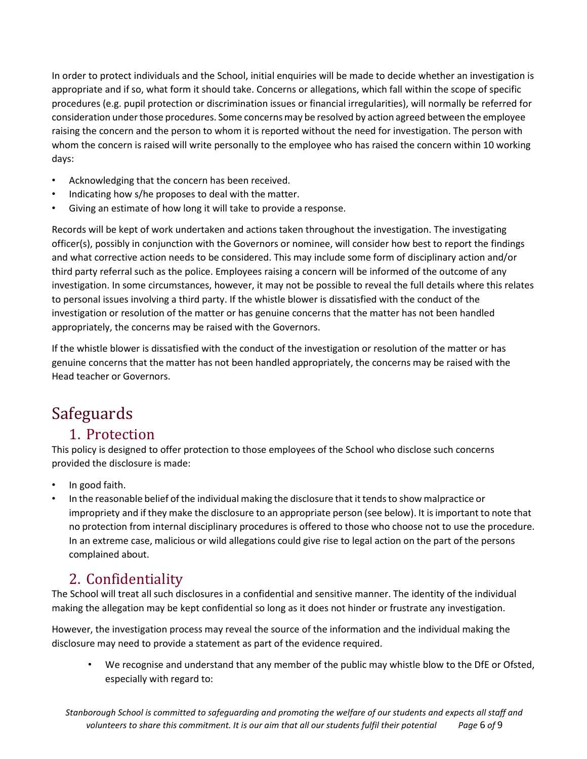In order to protect individuals and the School, initial enquiries will be made to decide whether an investigation is appropriate and if so, what form it should take. Concerns or allegations, which fall within the scope of specific procedures (e.g. pupil protection or discrimination issues or financial irregularities), will normally be referred for consideration under those procedures. Some concerns may be resolved by action agreed between the employee raising the concern and the person to whom it is reported without the need for investigation. The person with whom the concern is raised will write personally to the employee who has raised the concern within 10 working days:

- Acknowledging that the concern has been received.
- Indicating how s/he proposes to deal with the matter.
- Giving an estimate of how long it will take to provide a response.

Records will be kept of work undertaken and actions taken throughout the investigation. The investigating officer(s), possibly in conjunction with the Governors or nominee, will consider how best to report the findings and what corrective action needs to be considered. This may include some form of disciplinary action and/or third party referral such as the police. Employees raising a concern will be informed of the outcome of any investigation. In some circumstances, however, it may not be possible to reveal the full details where this relates to personal issues involving a third party. If the whistle blower is dissatisfied with the conduct of the investigation or resolution of the matter or has genuine concerns that the matter has not been handled appropriately, the concerns may be raised with the Governors.

If the whistle blower is dissatisfied with the conduct of the investigation or resolution of the matter or has genuine concerns that the matter has not been handled appropriately, the concerns may be raised with the Head teacher or Governors.

# Safeguards

## 1. Protection

This policy is designed to offer protection to those employees of the School who disclose such concerns provided the disclosure is made:

- In good faith.
- In the reasonable belief of the individual making the disclosure that it tends to show malpractice or impropriety and if they make the disclosure to an appropriate person (see below). It is important to note that no protection from internal disciplinary procedures is offered to those who choose not to use the procedure. In an extreme case, malicious or wild allegations could give rise to legal action on the part of the persons complained about.

## 2. Confidentiality

The School will treat all such disclosures in a confidential and sensitive manner. The identity of the individual making the allegation may be kept confidential so long as it does not hinder or frustrate any investigation.

However, the investigation process may reveal the source of the information and the individual making the disclosure may need to provide a statement as part of the evidence required.

- We recognise and understand that any member of the public may whistle blow to the DfE or Ofsted, especially with regard to: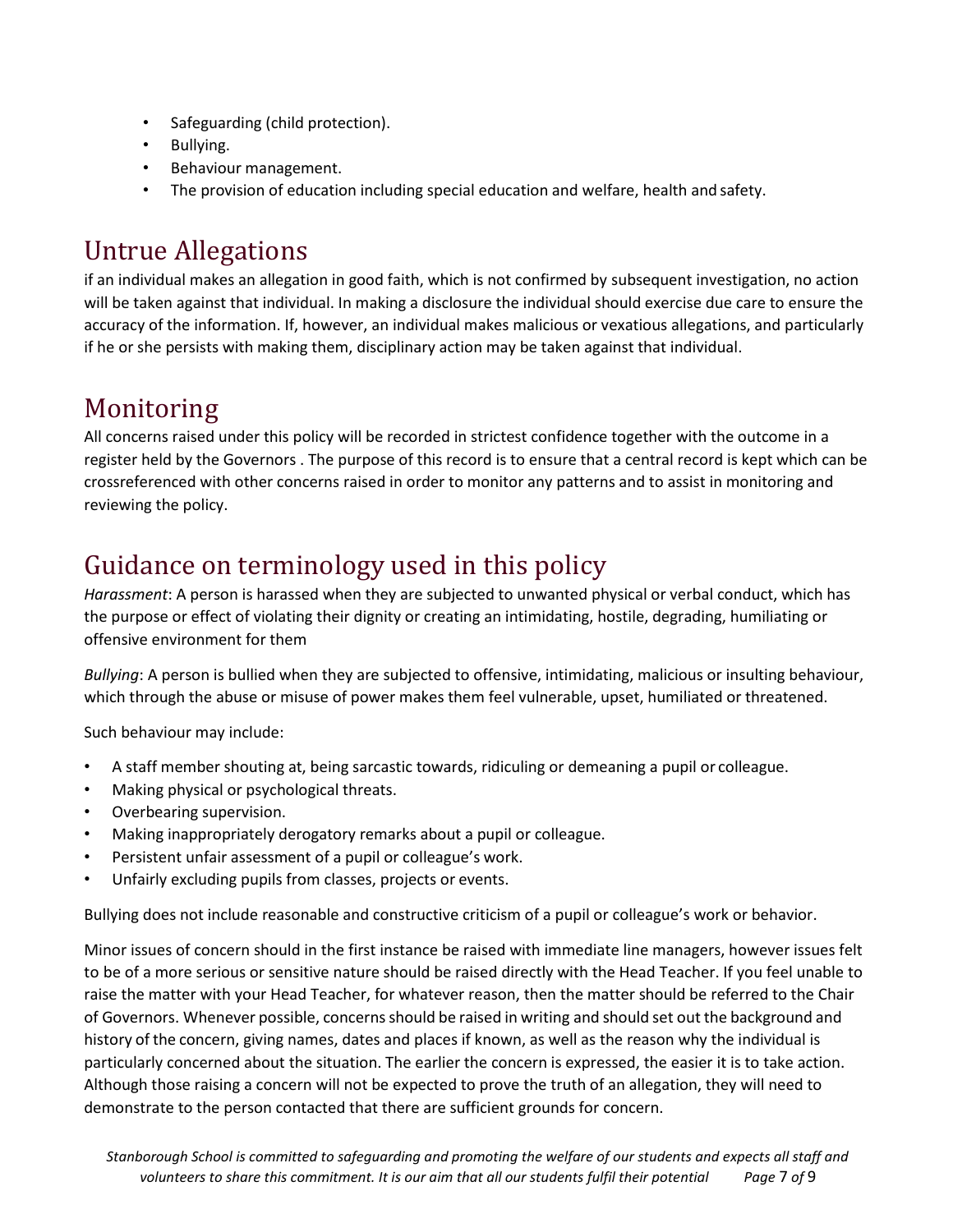- Safeguarding (child protection).
- Bullying.
- Behaviour management.
- The provision of education including special education and welfare, health and safety.

## Untrue Allegations

if an individual makes an allegation in good faith, which is not confirmed by subsequent investigation, no action will be taken against that individual. In making a disclosure the individual should exercise due care to ensure the accuracy of the information. If, however, an individual makes malicious or vexatious allegations, and particularly if he or she persists with making them, disciplinary action may be taken against that individual.

## Monitoring

All concerns raised under this policy will be recorded in strictest confidence together with the outcome in a register held by the Governors . The purpose of this record is to ensure that a central record is kept which can be crossreferenced with other concerns raised in order to monitor any patterns and to assist in monitoring and reviewing the policy.

## Guidance on terminology used in this policy

*Harassment*: A person is harassed when they are subjected to unwanted physical or verbal conduct, which has the purpose or effect of violating their dignity or creating an intimidating, hostile, degrading, humiliating or offensive environment for them

*Bullying*: A person is bullied when they are subjected to offensive, intimidating, malicious or insulting behaviour, which through the abuse or misuse of power makes them feel vulnerable, upset, humiliated or threatened.

Such behaviour may include:

- A staff member shouting at, being sarcastic towards, ridiculing or demeaning a pupil or colleague.
- Making physical or psychological threats.
- Overbearing supervision.
- Making inappropriately derogatory remarks about a pupil or colleague.
- Persistent unfair assessment of a pupil or colleague's work.
- Unfairly excluding pupils from classes, projects or events.

Bullying does not include reasonable and constructive criticism of a pupil or colleague's work or behavior.

Minor issues of concern should in the first instance be raised with immediate line managers, however issues felt to be of a more serious or sensitive nature should be raised directly with the Head Teacher. If you feel unable to raise the matter with your Head Teacher, for whatever reason, then the matter should be referred to the Chair of Governors. Whenever possible, concerns should be raised in writing and should set out the background and history of the concern, giving names, dates and places if known, as well as the reason why the individual is particularly concerned about the situation. The earlier the concern is expressed, the easier it is to take action. Although those raising a concern will not be expected to prove the truth of an allegation, they will need to demonstrate to the person contacted that there are sufficient grounds for concern.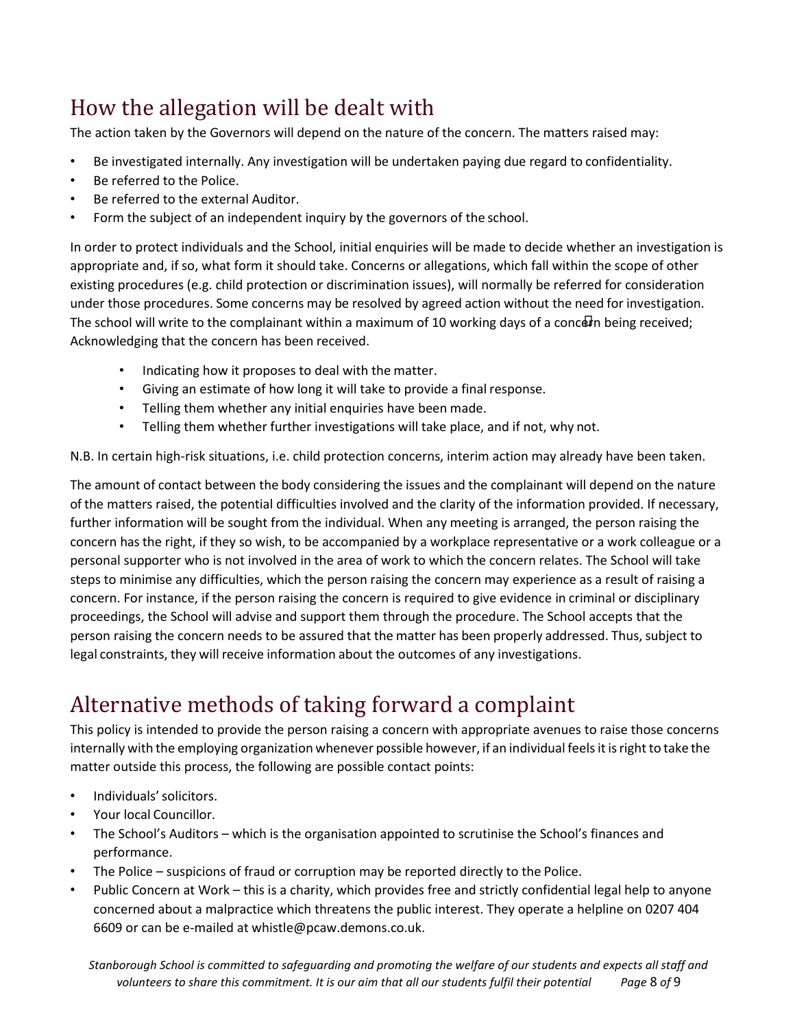## How the allegation will be dealt with

The action taken by the Governors will depend on the nature of the concern. The matters raised may:

- Be investigated internally. Any investigation will be undertaken paying due regard to confidentiality.
- Be referred to the Police.
- Be referred to the external Auditor.
- Form the subject of an independent inquiry by the governors of the school.

In order to protect individuals and the School, initial enquiries will be made to decide whether an investigation is appropriate and, if so, what form it should take. Concerns or allegations, which fall within the scope of other existing procedures (e.g. child protection or discrimination issues), will normally be referred for consideration under those procedures. Some concerns may be resolved by agreed action without the need for investigation. The school will write to the complainant within a maximum of 10 working days of a concern being received; Acknowledging that the concern has been received.

- Indicating how it proposes to deal with the matter.
- Giving an estimate of how long it will take to provide a final response.
- Telling them whether any initial enquiries have been made.
- Telling them whether further investigations will take place, and if not, why not.

N.B. In certain high-risk situations, i.e. child protection concerns, interim action may already have been taken.

The amount of contact between the body considering the issues and the complainant will depend on the nature of the matters raised, the potential difficulties involved and the clarity of the information provided. If necessary, further information will be sought from the individual. When any meeting is arranged, the person raising the concern has the right, if they so wish, to be accompanied by a workplace representative or a work colleague or a personal supporter who is not involved in the area of work to which the concern relates. The School will take steps to minimise any difficulties, which the person raising the concern may experience as a result of raising a concern. For instance, if the person raising the concern is required to give evidence in criminal or disciplinary proceedings, the School will advise and support them through the procedure. The School accepts that the person raising the concern needs to be assured that the matter has been properly addressed. Thus, subject to legal constraints, they will receive information about the outcomes of any investigations.

## Alternative methods of taking forward a complaint

This policy is intended to provide the person raising a concern with appropriate avenues to raise those concerns internally with the employing organization whenever possible however, if an individual feels it is right to take the matter outside this process, the following are possible contact points:

- Individuals' solicitors.
- Your local Councillor.
- The School's Auditors – which is the organisation appointed to scrutinise the School's finances and performance.
- The Police – suspicions of fraud or corruption may be reported directly to the Police.
- Public Concern at Work – this is a charity, which provides free and strictly confidential legal help to anyone concerned about a malpractice which threatens the public interest. They operate a helpline on 0207 404 6609 or can be e-mailed at whistle@pcaw.demons.co.uk.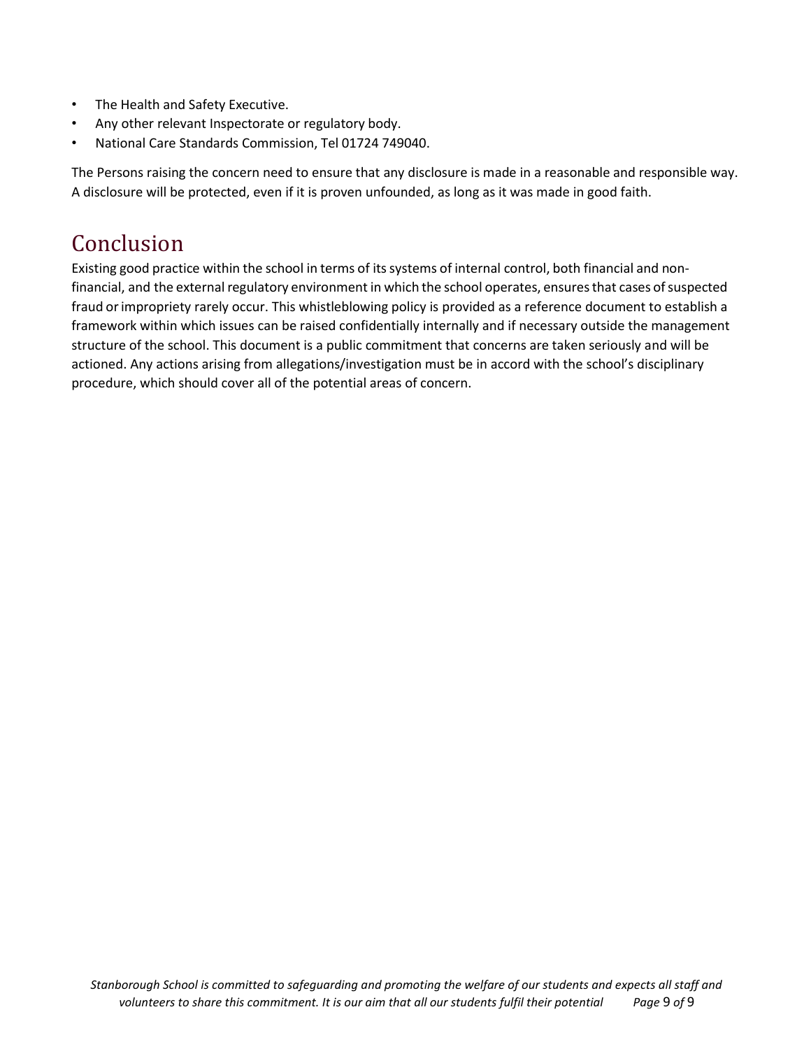- The Health and Safety Executive.
- Any other relevant Inspectorate or regulatory body.
- National Care Standards Commission, Tel 01724 749040.

The Persons raising the concern need to ensure that any disclosure is made in a reasonable and responsible way. A disclosure will be protected, even if it is proven unfounded, as long as it was made in good faith.

# Conclusion

Existing good practice within the school in terms of its systems of internal control, both financial and non-financial, and the external regulatory environment in which the school operates, ensures that cases of suspected fraud or impropriety rarely occur. This whistleblowing policy is provided as a reference document to establish a framework within which issues can be raised confidentially internally and if necessary outside the management structure of the school. This document is a public commitment that concerns are taken seriously and will be actioned. Any actions arising from allegations/investigation must be in accord with the school's disciplinary procedure, which should cover all of the potential areas of concern.